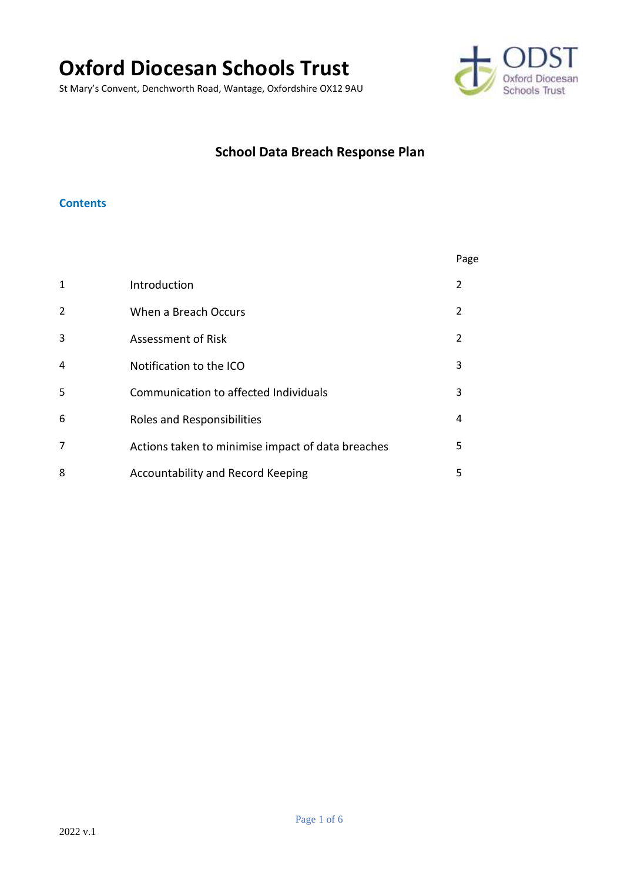# Oxford Diocesan Schools Trust

St Mary's Convent, Denchworth Road, Wantage, Oxfordshire OX12 9AU

## School Data Breach Response Plan

### Contents

| | | Page |
|---|---|---|
| 1 | Introduction | 2 |
| 2 | When a Breach Occurs | 2 |
| 3 | Assessment of Risk | 2 |
| 4 | Notification to the ICO | 3 |
| 5 | Communication to affected Individuals | 3 |
| 6 | Roles and Responsibilities | 4 |
| 7 | Actions taken to minimise impact of data breaches | 5 |
| 8 | Accountability and Record Keeping | 5 |

2022 v.1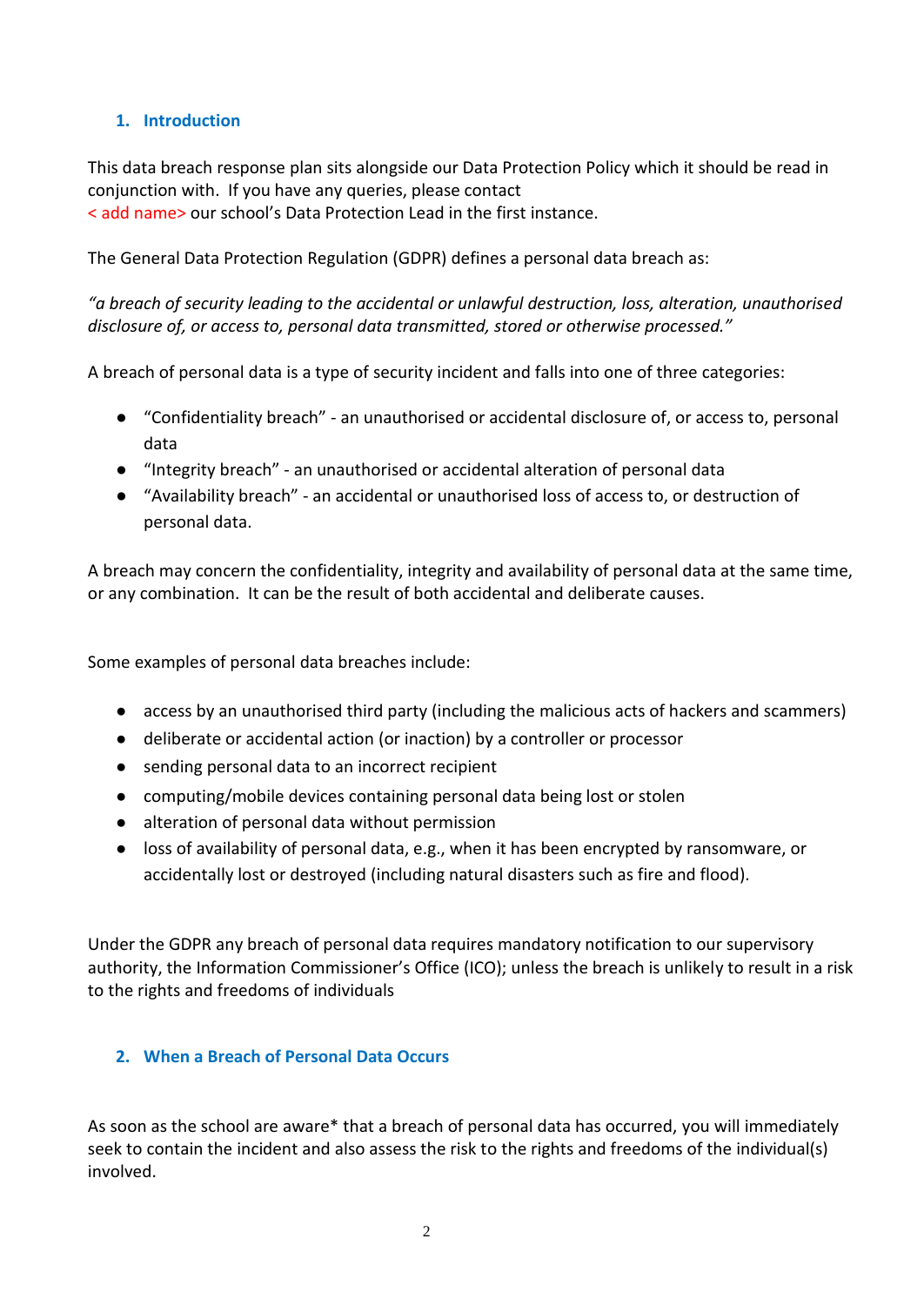## 1. Introduction

This data breach response plan sits alongside our Data Protection Policy which it should be read in conjunction with. If you have any queries, please contact
< add name> our school's Data Protection Lead in the first instance.

The General Data Protection Regulation (GDPR) defines a personal data breach as:

*"a breach of security leading to the accidental or unlawful destruction, loss, alteration, unauthorised disclosure of, or access to, personal data transmitted, stored or otherwise processed."*

A breach of personal data is a type of security incident and falls into one of three categories:

- "Confidentiality breach" - an unauthorised or accidental disclosure of, or access to, personal data
- "Integrity breach" - an unauthorised or accidental alteration of personal data
- "Availability breach" - an accidental or unauthorised loss of access to, or destruction of personal data.

A breach may concern the confidentiality, integrity and availability of personal data at the same time, or any combination. It can be the result of both accidental and deliberate causes.

Some examples of personal data breaches include:

- access by an unauthorised third party (including the malicious acts of hackers and scammers)
- deliberate or accidental action (or inaction) by a controller or processor
- sending personal data to an incorrect recipient
- computing/mobile devices containing personal data being lost or stolen
- alteration of personal data without permission
- loss of availability of personal data, e.g., when it has been encrypted by ransomware, or accidentally lost or destroyed (including natural disasters such as fire and flood).

Under the GDPR any breach of personal data requires mandatory notification to our supervisory authority, the Information Commissioner's Office (ICO); unless the breach is unlikely to result in a risk to the rights and freedoms of individuals

## 2. When a Breach of Personal Data Occurs

As soon as the school are aware* that a breach of personal data has occurred, you will immediately seek to contain the incident and also assess the risk to the rights and freedoms of the individual(s) involved.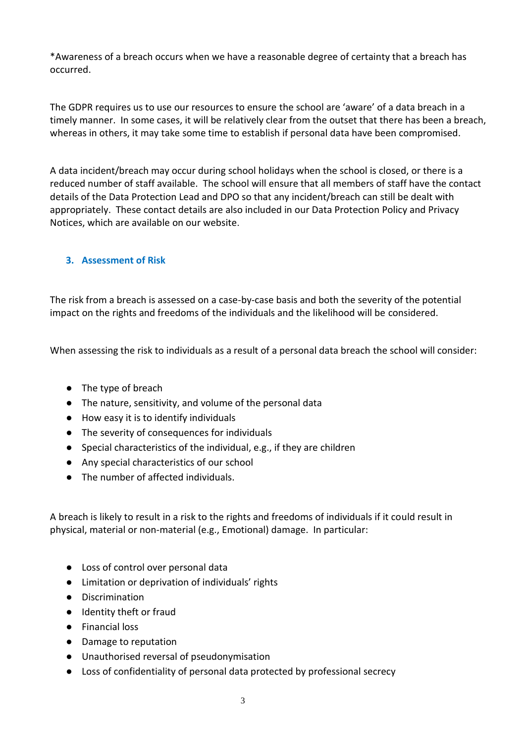*Awareness of a breach occurs when we have a reasonable degree of certainty that a breach has occurred.

The GDPR requires us to use our resources to ensure the school are 'aware' of a data breach in a timely manner. In some cases, it will be relatively clear from the outset that there has been a breach, whereas in others, it may take some time to establish if personal data have been compromised.

A data incident/breach may occur during school holidays when the school is closed, or there is a reduced number of staff available. The school will ensure that all members of staff have the contact details of the Data Protection Lead and DPO so that any incident/breach can still be dealt with appropriately. These contact details are also included in our Data Protection Policy and Privacy Notices, which are available on our website.

## 3. Assessment of Risk

The risk from a breach is assessed on a case-by-case basis and both the severity of the potential impact on the rights and freedoms of the individuals and the likelihood will be considered.

When assessing the risk to individuals as a result of a personal data breach the school will consider:

- The type of breach
- The nature, sensitivity, and volume of the personal data
- How easy it is to identify individuals
- The severity of consequences for individuals
- Special characteristics of the individual, e.g., if they are children
- Any special characteristics of our school
- The number of affected individuals.

A breach is likely to result in a risk to the rights and freedoms of individuals if it could result in physical, material or non-material (e.g., Emotional) damage. In particular:

- Loss of control over personal data
- Limitation or deprivation of individuals' rights
- Discrimination
- Identity theft or fraud
- Financial loss
- Damage to reputation
- Unauthorised reversal of pseudonymisation
- Loss of confidentiality of personal data protected by professional secrecy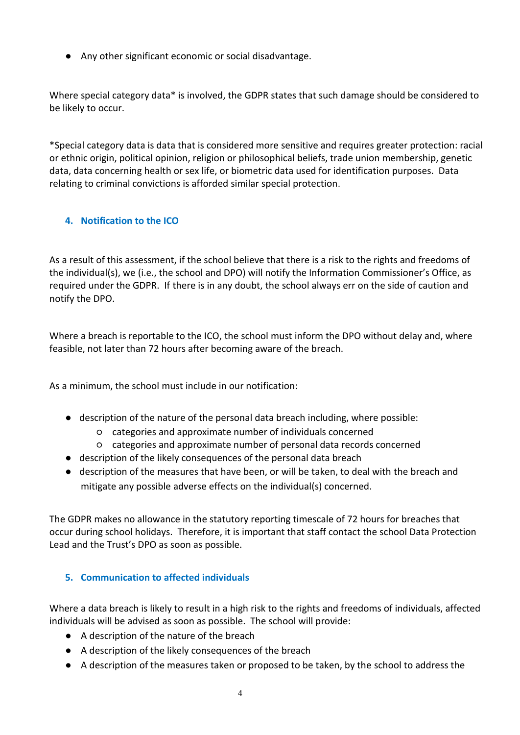- Any other significant economic or social disadvantage.

Where special category data* is involved, the GDPR states that such damage should be considered to be likely to occur.

*Special category data is data that is considered more sensitive and requires greater protection: racial or ethnic origin, political opinion, religion or philosophical beliefs, trade union membership, genetic data, data concerning health or sex life, or biometric data used for identification purposes. Data relating to criminal convictions is afforded similar special protection.

## 4. Notification to the ICO

As a result of this assessment, if the school believe that there is a risk to the rights and freedoms of the individual(s), we (i.e., the school and DPO) will notify the Information Commissioner's Office, as required under the GDPR. If there is in any doubt, the school always err on the side of caution and notify the DPO.

Where a breach is reportable to the ICO, the school must inform the DPO without delay and, where feasible, not later than 72 hours after becoming aware of the breach.

As a minimum, the school must include in our notification:

- description of the nature of the personal data breach including, where possible:
  - categories and approximate number of individuals concerned
  - categories and approximate number of personal data records concerned
- description of the likely consequences of the personal data breach
- description of the measures that have been, or will be taken, to deal with the breach and mitigate any possible adverse effects on the individual(s) concerned.

The GDPR makes no allowance in the statutory reporting timescale of 72 hours for breaches that occur during school holidays. Therefore, it is important that staff contact the school Data Protection Lead and the Trust's DPO as soon as possible.

## 5. Communication to affected individuals

Where a data breach is likely to result in a high risk to the rights and freedoms of individuals, affected individuals will be advised as soon as possible. The school will provide:

- A description of the nature of the breach
- A description of the likely consequences of the breach
- A description of the measures taken or proposed to be taken, by the school to address the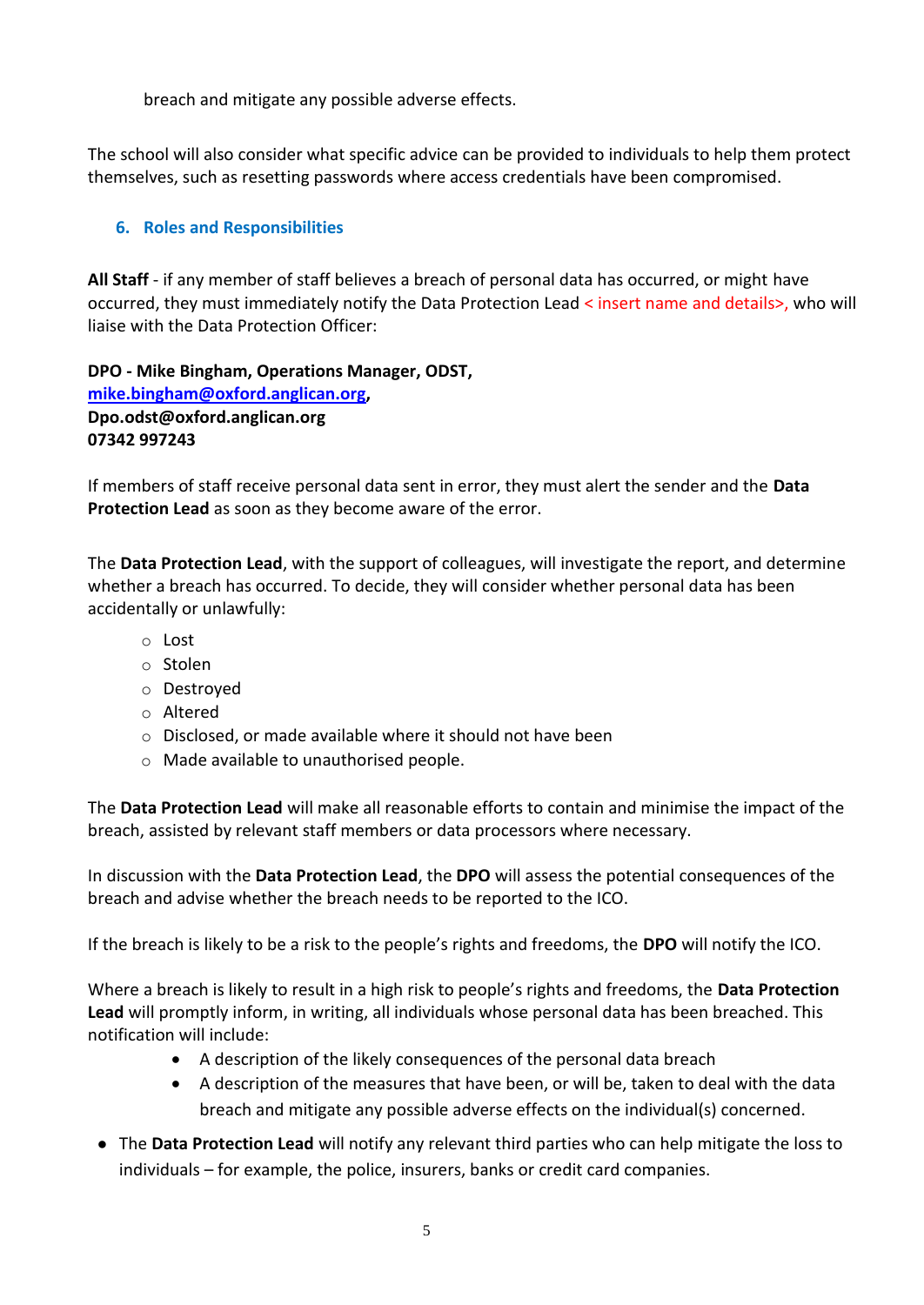breach and mitigate any possible adverse effects.

The school will also consider what specific advice can be provided to individuals to help them protect themselves, such as resetting passwords where access credentials have been compromised.

## 6. Roles and Responsibilities

**All Staff** - if any member of staff believes a breach of personal data has occurred, or might have occurred, they must immediately notify the Data Protection Lead < insert name and details>, who will liaise with the Data Protection Officer:

**DPO - Mike Bingham, Operations Manager, ODST,**
**mike.bingham@oxford.anglican.org,**
**Dpo.odst@oxford.anglican.org**
**07342 997243**

If members of staff receive personal data sent in error, they must alert the sender and the **Data Protection Lead** as soon as they become aware of the error.

The **Data Protection Lead**, with the support of colleagues, will investigate the report, and determine whether a breach has occurred. To decide, they will consider whether personal data has been accidentally or unlawfully:

- Lost
- Stolen
- Destroyed
- Altered
- Disclosed, or made available where it should not have been
- Made available to unauthorised people.

The **Data Protection Lead** will make all reasonable efforts to contain and minimise the impact of the breach, assisted by relevant staff members or data processors where necessary.

In discussion with the **Data Protection Lead**, the **DPO** will assess the potential consequences of the breach and advise whether the breach needs to be reported to the ICO.

If the breach is likely to be a risk to the people's rights and freedoms, the **DPO** will notify the ICO.

Where a breach is likely to result in a high risk to people's rights and freedoms, the **Data Protection Lead** will promptly inform, in writing, all individuals whose personal data has been breached. This notification will include:

- A description of the likely consequences of the personal data breach
- A description of the measures that have been, or will be, taken to deal with the data breach and mitigate any possible adverse effects on the individual(s) concerned.

- The **Data Protection Lead** will notify any relevant third parties who can help mitigate the loss to individuals – for example, the police, insurers, banks or credit card companies.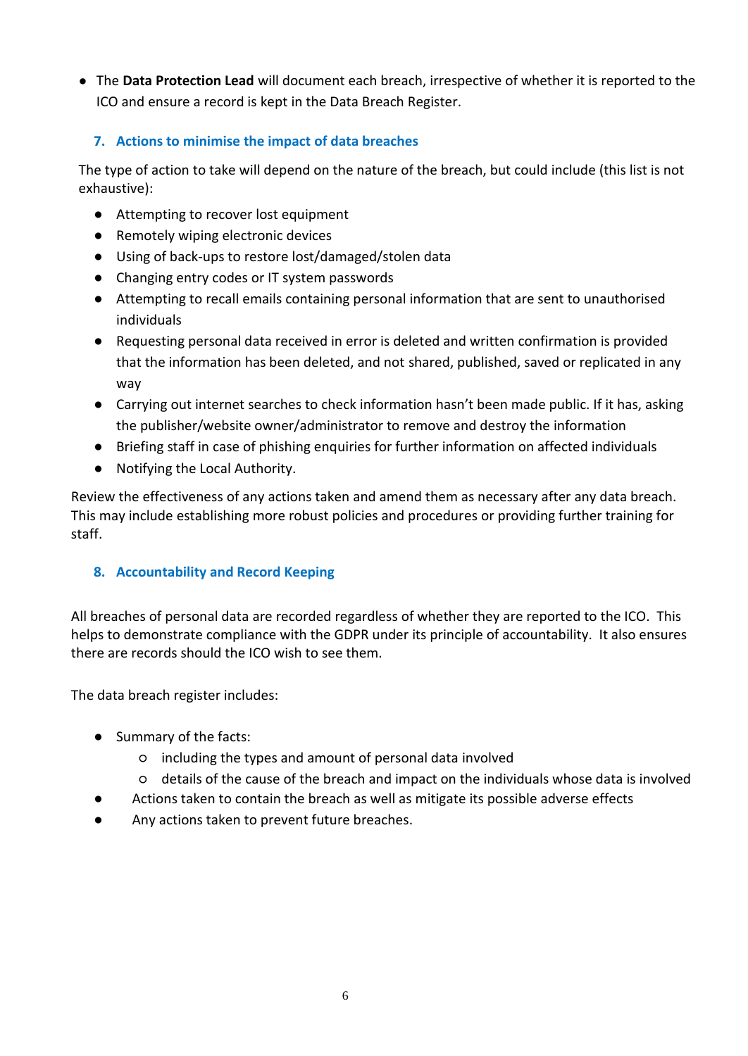- The **Data Protection Lead** will document each breach, irrespective of whether it is reported to the ICO and ensure a record is kept in the Data Breach Register.

## 7. Actions to minimise the impact of data breaches

The type of action to take will depend on the nature of the breach, but could include (this list is not exhaustive):

- Attempting to recover lost equipment
- Remotely wiping electronic devices
- Using of back-ups to restore lost/damaged/stolen data
- Changing entry codes or IT system passwords
- Attempting to recall emails containing personal information that are sent to unauthorised individuals
- Requesting personal data received in error is deleted and written confirmation is provided that the information has been deleted, and not shared, published, saved or replicated in any way
- Carrying out internet searches to check information hasn't been made public. If it has, asking the publisher/website owner/administrator to remove and destroy the information
- Briefing staff in case of phishing enquiries for further information on affected individuals
- Notifying the Local Authority.

Review the effectiveness of any actions taken and amend them as necessary after any data breach. This may include establishing more robust policies and procedures or providing further training for staff.

## 8. Accountability and Record Keeping

All breaches of personal data are recorded regardless of whether they are reported to the ICO. This helps to demonstrate compliance with the GDPR under its principle of accountability. It also ensures there are records should the ICO wish to see them.

The data breach register includes:

- Summary of the facts:
  - including the types and amount of personal data involved
  - details of the cause of the breach and impact on the individuals whose data is involved
- Actions taken to contain the breach as well as mitigate its possible adverse effects
- Any actions taken to prevent future breaches.